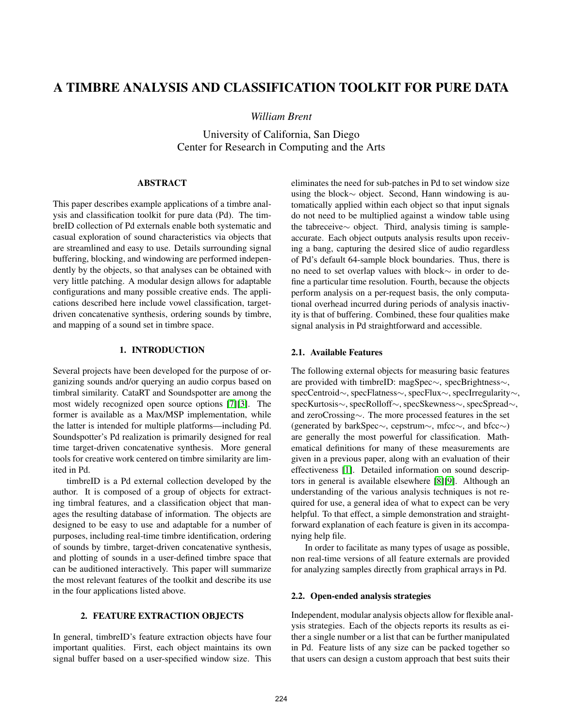# A TIMBRE ANALYSIS AND CLASSIFICATION TOOLKIT FOR PURE DATA

*William Brent*

University of California, San Diego
Center for Research in Computing and the Arts

## ABSTRACT

This paper describes example applications of a timbre analysis and classification toolkit for pure data (Pd). The timbreID collection of Pd externals enable both systematic and casual exploration of sound characteristics via objects that are streamlined and easy to use. Details surrounding signal buffering, blocking, and windowing are performed independently by the objects, so that analyses can be obtained with very little patching. A modular design allows for adaptable configurations and many possible creative ends. The applications described here include vowel classification, target-driven concatenative synthesis, ordering sounds by timbre, and mapping of a sound set in timbre space.

## 1. INTRODUCTION

Several projects have been developed for the purpose of organizing sounds and/or querying an audio corpus based on timbral similarity. CataRT and Soundspotter are among the most widely recognized open source options [7][3]. The former is available as a Max/MSP implementation, while the latter is intended for multiple platforms—including Pd. Soundspotter's Pd realization is primarily designed for real time target-driven concatenative synthesis. More general tools for creative work centered on timbre similarity are limited in Pd.

timbreID is a Pd external collection developed by the author. It is composed of a group of objects for extracting timbral features, and a classification object that manages the resulting database of information. The objects are designed to be easy to use and adaptable for a number of purposes, including real-time timbre identification, ordering of sounds by timbre, target-driven concatenative synthesis, and plotting of sounds in a user-defined timbre space that can be auditioned interactively. This paper will summarize the most relevant features of the toolkit and describe its use in the four applications listed above.

## 2. FEATURE EXTRACTION OBJECTS

In general, timbreID's feature extraction objects have four important qualities. First, each object maintains its own signal buffer based on a user-specified window size. This eliminates the need for sub-patches in Pd to set window size using the block∼ object. Second, Hann windowing is automatically applied within each object so that input signals do not need to be multiplied against a window table using the tabreceive∼ object. Third, analysis timing is sample-accurate. Each object outputs analysis results upon receiving a bang, capturing the desired slice of audio regardless of Pd's default 64-sample block boundaries. Thus, there is no need to set overlap values with block∼ in order to define a particular time resolution. Fourth, because the objects perform analysis on a per-request basis, the only computational overhead incurred during periods of analysis inactivity is that of buffering. Combined, these four qualities make signal analysis in Pd straightforward and accessible.

### 2.1. Available Features

The following external objects for measuring basic features are provided with timbreID: magSpec∼, specBrightness∼, specCentroid∼, specFlatness∼, specFlux∼, specIrregularity∼, specKurtosis∼, specRolloff∼, specSkewness∼, specSpread∼, and zeroCrossing∼. The more processed features in the set (generated by barkSpec∼, cepstrum∼, mfcc∼, and bfcc∼) are generally the most powerful for classification. Mathematical definitions for many of these measurements are given in a previous paper, along with an evaluation of their effectiveness [1]. Detailed information on sound descriptors in general is available elsewhere [8][9]. Although an understanding of the various analysis techniques is not required for use, a general idea of what to expect can be very helpful. To that effect, a simple demonstration and straightforward explanation of each feature is given in its accompanying help file.

In order to facilitate as many types of usage as possible, non real-time versions of all feature externals are provided for analyzing samples directly from graphical arrays in Pd.

### 2.2. Open-ended analysis strategies

Independent, modular analysis objects allow for flexible analysis strategies. Each of the objects reports its results as either a single number or a list that can be further manipulated in Pd. Feature lists of any size can be packed together so that users can design a custom approach that best suits their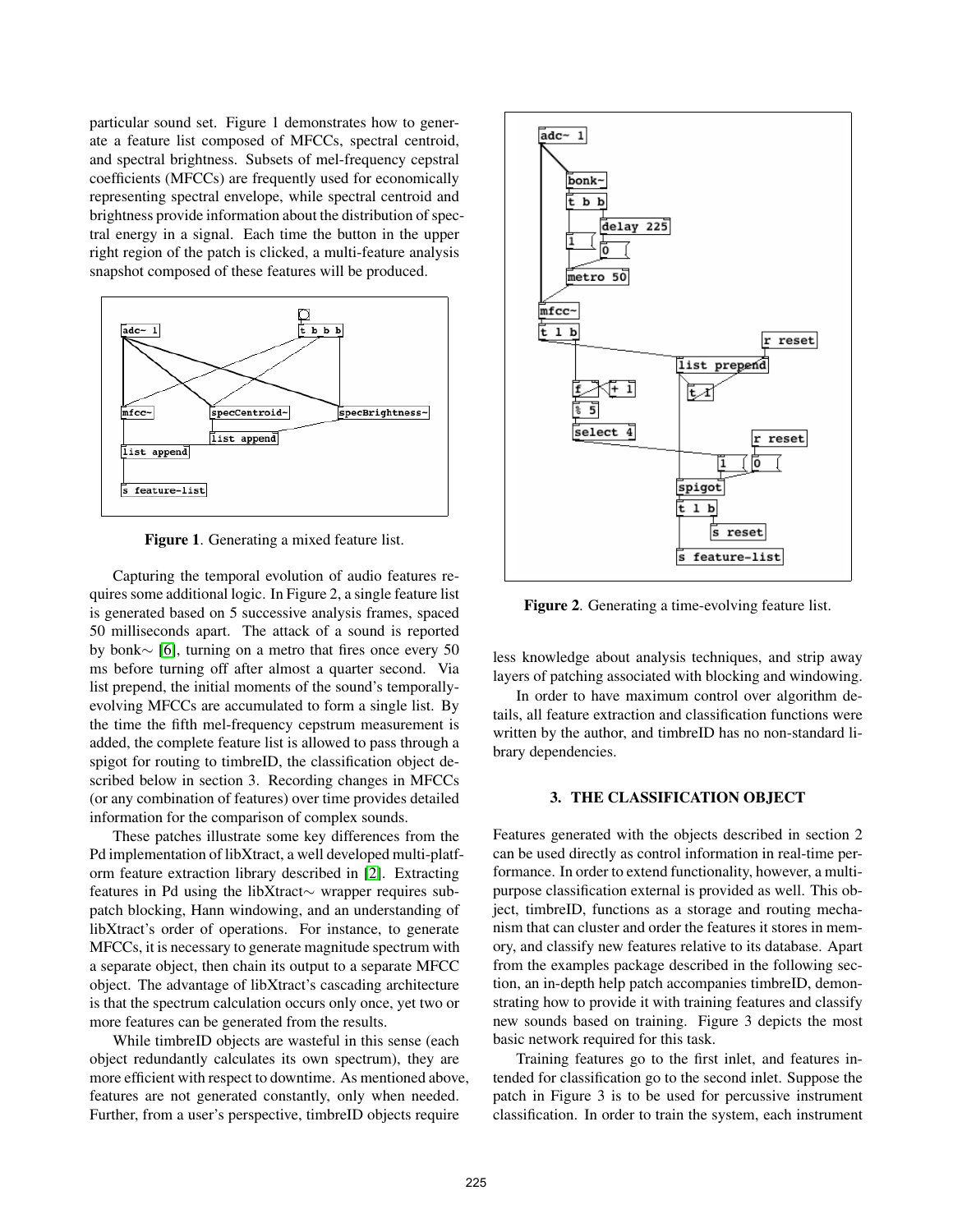particular sound set. Figure 1 demonstrates how to generate a feature list composed of MFCCs, spectral centroid, and spectral brightness. Subsets of mel-frequency cepstral coefficients (MFCCs) are frequently used for economically representing spectral envelope, while spectral centroid and brightness provide information about the distribution of spectral energy in a signal. Each time the button in the upper right region of the patch is clicked, a multi-feature analysis snapshot composed of these features will be produced.

**Figure 1**. Generating a mixed feature list.

Capturing the temporal evolution of audio features requires some additional logic. In Figure 2, a single feature list is generated based on 5 successive analysis frames, spaced 50 milliseconds apart. The attack of a sound is reported by bonk∼ [6], turning on a metro that fires once every 50 ms before turning off after almost a quarter second. Via list prepend, the initial moments of the sound's temporally-evolving MFCCs are accumulated to form a single list. By the time the fifth mel-frequency cepstrum measurement is added, the complete feature list is allowed to pass through a spigot for routing to timbreID, the classification object described below in section 3. Recording changes in MFCCs (or any combination of features) over time provides detailed information for the comparison of complex sounds.

These patches illustrate some key differences from the Pd implementation of libXtract, a well developed multi-platform feature extraction library described in [2]. Extracting features in Pd using the libXtract∼ wrapper requires subpatch blocking, Hann windowing, and an understanding of libXtract's order of operations. For instance, to generate MFCCs, it is necessary to generate magnitude spectrum with a separate object, then chain its output to a separate MFCC object. The advantage of libXtract's cascading architecture is that the spectrum calculation occurs only once, yet two or more features can be generated from the results.

While timbreID objects are wasteful in this sense (each object redundantly calculates its own spectrum), they are more efficient with respect to downtime. As mentioned above, features are not generated constantly, only when needed. Further, from a user's perspective, timbreID objects require less knowledge about analysis techniques, and strip away layers of patching associated with blocking and windowing.

**Figure 2**. Generating a time-evolving feature list.

In order to have maximum control over algorithm details, all feature extraction and classification functions were written by the author, and timbreID has no non-standard library dependencies.

### 3. THE CLASSIFICATION OBJECT

Features generated with the objects described in section 2 can be used directly as control information in real-time performance. In order to extend functionality, however, a multi-purpose classification external is provided as well. This object, timbreID, functions as a storage and routing mechanism that can cluster and order the features it stores in memory, and classify new features relative to its database. Apart from the examples package described in the following section, an in-depth help patch accompanies timbreID, demonstrating how to provide it with training features and classify new sounds based on training. Figure 3 depicts the most basic network required for this task.

Training features go to the first inlet, and features intended for classification go to the second inlet. Suppose the patch in Figure 3 is to be used for percussive instrument classification. In order to train the system, each instrument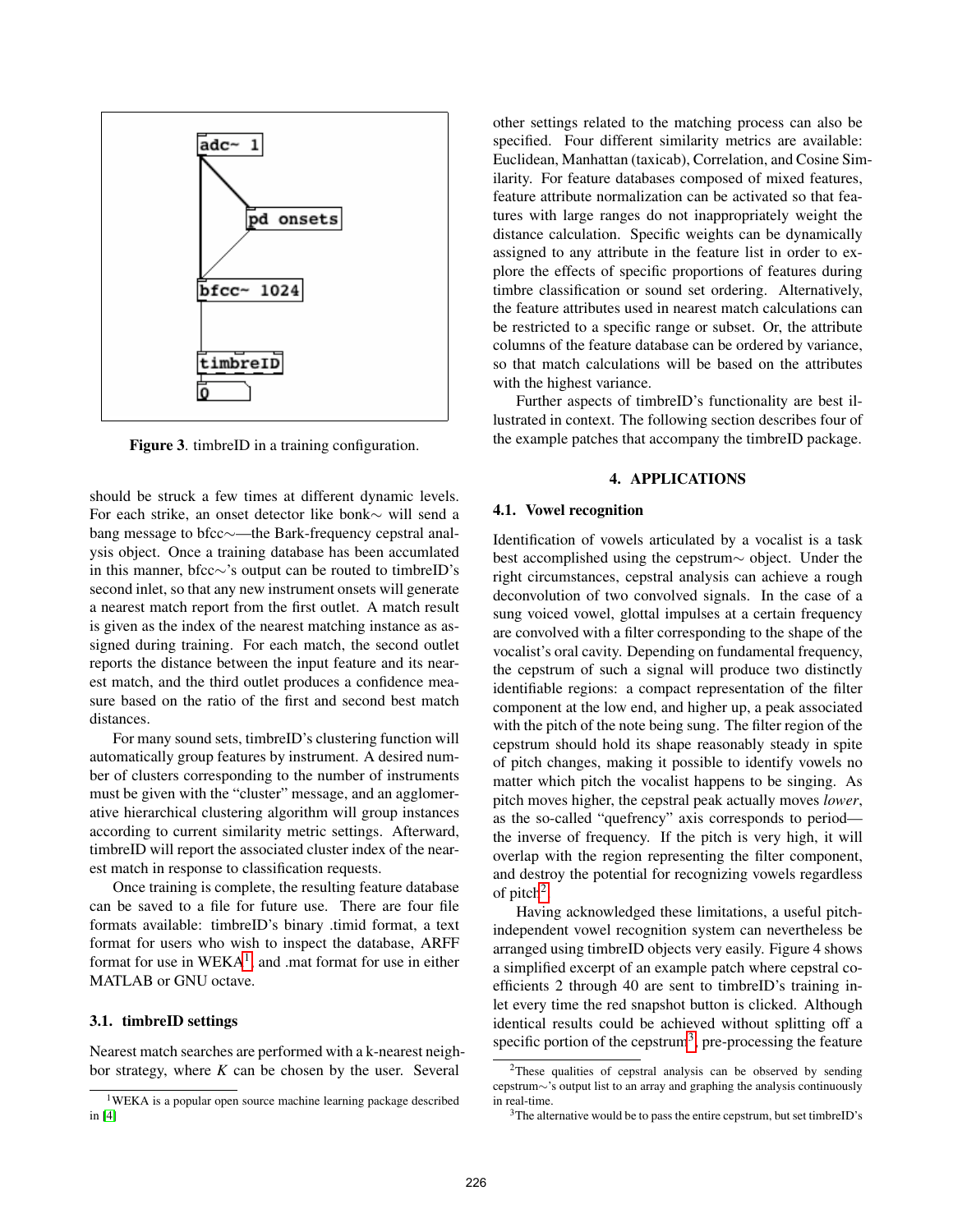Figure 3. timbreID in a training configuration.

should be struck a few times at different dynamic levels. For each strike, an onset detector like bonk∼ will send a bang message to bfcc∼—the Bark-frequency cepstral analysis object. Once a training database has been accumlated in this manner, bfcc∼'s output can be routed to timbreID's second inlet, so that any new instrument onsets will generate a nearest match report from the first outlet. A match result is given as the index of the nearest matching instance as assigned during training. For each match, the second outlet reports the distance between the input feature and its nearest match, and the third outlet produces a confidence measure based on the ratio of the first and second best match distances.

For many sound sets, timbreID's clustering function will automatically group features by instrument. A desired number of clusters corresponding to the number of instruments must be given with the "cluster" message, and an agglomerative hierarchical clustering algorithm will group instances according to current similarity metric settings. Afterward, timbreID will report the associated cluster index of the nearest match in response to classification requests.

Once training is complete, the resulting feature database can be saved to a file for future use. There are four file formats available: timbreID's binary .timid format, a text format for users who wish to inspect the database, ARFF format for use in WEKA[1], and .mat format for use in either MATLAB or GNU octave.

### 3.1. timbreID settings

Nearest match searches are performed with a k-nearest neighbor strategy, where *K* can be chosen by the user. Several other settings related to the matching process can also be specified. Four different similarity metrics are available: Euclidean, Manhattan (taxicab), Correlation, and Cosine Similarity. For feature databases composed of mixed features, feature attribute normalization can be activated so that features with large ranges do not inappropriately weight the distance calculation. Specific weights can be dynamically assigned to any attribute in the feature list in order to explore the effects of specific proportions of features during timbre classification or sound set ordering. Alternatively, the feature attributes used in nearest match calculations can be restricted to a specific range or subset. Or, the attribute columns of the feature database can be ordered by variance, so that match calculations will be based on the attributes with the highest variance.

Further aspects of timbreID's functionality are best illustrated in context. The following section describes four of the example patches that accompany the timbreID package.

## 4. APPLICATIONS

### 4.1. Vowel recognition

Identification of vowels articulated by a vocalist is a task best accomplished using the cepstrum∼ object. Under the right circumstances, cepstral analysis can achieve a rough deconvolution of two convolved signals. In the case of a sung voiced vowel, glottal impulses at a certain frequency are convolved with a filter corresponding to the shape of the vocalist's oral cavity. Depending on fundamental frequency, the cepstrum of such a signal will produce two distinctly identifiable regions: a compact representation of the filter component at the low end, and higher up, a peak associated with the pitch of the note being sung. The filter region of the cepstrum should hold its shape reasonably steady in spite of pitch changes, making it possible to identify vowels no matter which pitch the vocalist happens to be singing. As pitch moves higher, the cepstral peak actually moves *lower*, as the so-called "quefrency" axis corresponds to period—the inverse of frequency. If the pitch is very high, it will overlap with the region representing the filter component, and destroy the potential for recognizing vowels regardless of pitch[2].

Having acknowledged these limitations, a useful pitch-independent vowel recognition system can nevertheless be arranged using timbreID objects very easily. Figure 4 shows a simplified excerpt of an example patch where cepstral coefficients 2 through 40 are sent to timbreID's training inlet every time the red snapshot button is clicked. Although identical results could be achieved without splitting off a specific portion of the cepstrum[3], pre-processing the feature

[1] WEKA is a popular open source machine learning package described in [4].

[2] These qualities of cepstral analysis can be observed by sending cepstrum∼'s output list to an array and graphing the analysis continuously in real-time.

[3] The alternative would be to pass the entire cepstrum, but set timbreID's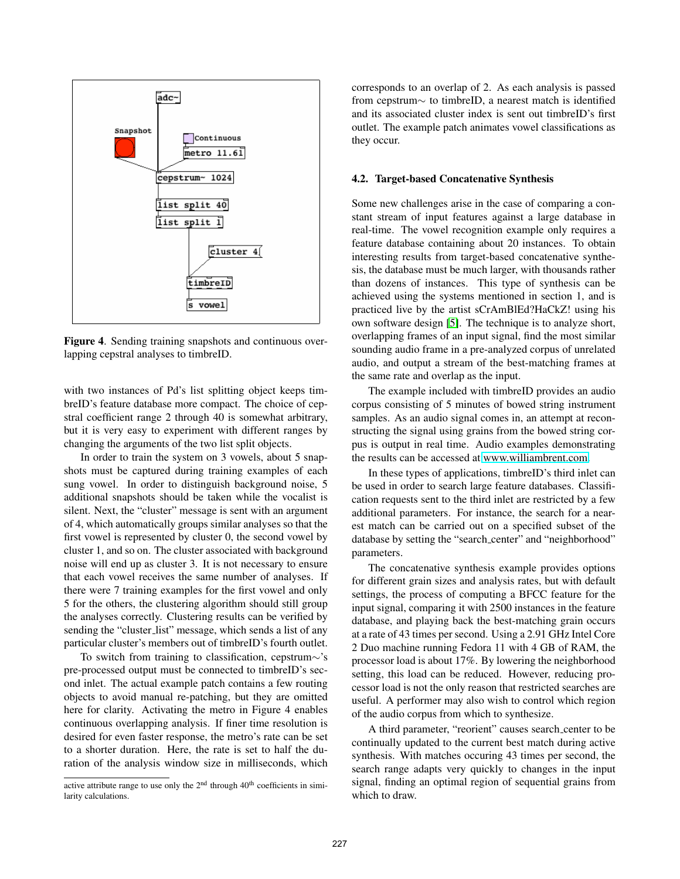Figure 4. Sending training snapshots and continuous overlapping cepstral analyses to timbreID.

with two instances of Pd's list splitting object keeps timbreID's feature database more compact. The choice of cepstral coefficient range 2 through 40 is somewhat arbitrary, but it is very easy to experiment with different ranges by changing the arguments of the two list split objects.

In order to train the system on 3 vowels, about 5 snapshots must be captured during training examples of each sung vowel. In order to distinguish background noise, 5 additional snapshots should be taken while the vocalist is silent. Next, the "cluster" message is sent with an argument of 4, which automatically groups similar analyses so that the first vowel is represented by cluster 0, the second vowel by cluster 1, and so on. The cluster associated with background noise will end up as cluster 3. It is not necessary to ensure that each vowel receives the same number of analyses. If there were 7 training examples for the first vowel and only 5 for the others, the clustering algorithm should still group the analyses correctly. Clustering results can be verified by sending the "cluster_list" message, which sends a list of any particular cluster's members out of timbreID's fourth outlet.

To switch from training to classification, cepstrum∼'s pre-processed output must be connected to timbreID's second inlet. The actual example patch contains a few routing objects to avoid manual re-patching, but they are omitted here for clarity. Activating the metro in Figure 4 enables continuous overlapping analysis. If finer time resolution is desired for even faster response, the metro's rate can be set to a shorter duration. Here, the rate is set to half the duration of the analysis window size in milliseconds, which corresponds to an overlap of 2. As each analysis is passed from cepstrum∼ to timbreID, a nearest match is identified and its associated cluster index is sent out timbreID's first outlet. The example patch animates vowel classifications as they occur.

active attribute range to use only the 2nd through 40th coefficients in similarity calculations.

### 4.2. Target-based Concatenative Synthesis

Some new challenges arise in the case of comparing a constant stream of input features against a large database in real-time. The vowel recognition example only requires a feature database containing about 20 instances. To obtain interesting results from target-based concatenative synthesis, the database must be much larger, with thousands rather than dozens of instances. This type of synthesis can be achieved using the systems mentioned in section 1, and is practiced live by the artist sCrAmBlEd?HaCkZ! using his own software design [5]. The technique is to analyze short, overlapping frames of an input signal, find the most similar sounding audio frame in a pre-analyzed corpus of unrelated audio, and output a stream of the best-matching frames at the same rate and overlap as the input.

The example included with timbreID provides an audio corpus consisting of 5 minutes of bowed string instrument samples. As an audio signal comes in, an attempt at reconstructing the signal using grains from the bowed string corpus is output in real time. Audio examples demonstrating the results can be accessed at www.williambrent.com.

In these types of applications, timbreID's third inlet can be used in order to search large feature databases. Classification requests sent to the third inlet are restricted by a few additional parameters. For instance, the search for a nearest match can be carried out on a specified subset of the database by setting the "search_center" and "neighborhood" parameters.

The concatenative synthesis example provides options for different grain sizes and analysis rates, but with default settings, the process of computing a BFCC feature for the input signal, comparing it with 2500 instances in the feature database, and playing back the best-matching grain occurs at a rate of 43 times per second. Using a 2.91 GHz Intel Core 2 Duo machine running Fedora 11 with 4 GB of RAM, the processor load is about 17%. By lowering the neighborhood setting, this load can be reduced. However, reducing processor load is not the only reason that restricted searches are useful. A performer may also wish to control which region of the audio corpus from which to synthesize.

A third parameter, "reorient" causes search_center to be continually updated to the current best match during active synthesis. With matches occuring 43 times per second, the search range adapts very quickly to changes in the input signal, finding an optimal region of sequential grains from which to draw.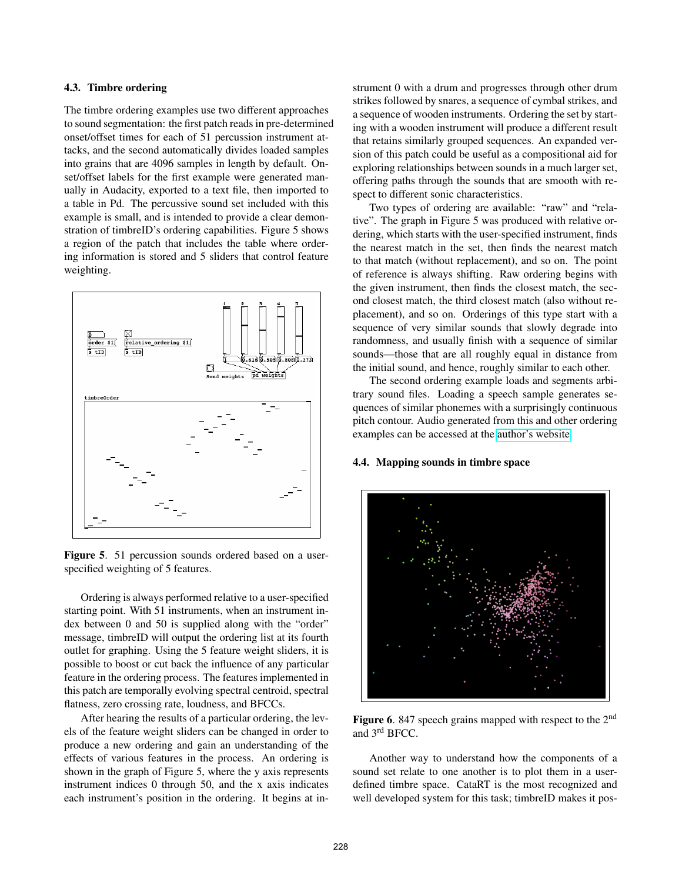### 4.3. Timbre ordering

The timbre ordering examples use two different approaches to sound segmentation: the first patch reads in pre-determined onset/offset times for each of 51 percussion instrument attacks, and the second automatically divides loaded samples into grains that are 4096 samples in length by default. Onset/offset labels for the first example were generated manually in Audacity, exported to a text file, then imported to a table in Pd. The percussive sound set included with this example is small, and is intended to provide a clear demonstration of timbreID's ordering capabilities. Figure 5 shows a region of the patch that includes the table where ordering information is stored and 5 sliders that control feature weighting.

**Figure 5**. 51 percussion sounds ordered based on a user-specified weighting of 5 features.

Ordering is always performed relative to a user-specified starting point. With 51 instruments, when an instrument index between 0 and 50 is supplied along with the "order" message, timbreID will output the ordering list at its fourth outlet for graphing. Using the 5 feature weight sliders, it is possible to boost or cut back the influence of any particular feature in the ordering process. The features implemented in this patch are temporally evolving spectral centroid, spectral flatness, zero crossing rate, loudness, and BFCCs.

After hearing the results of a particular ordering, the levels of the feature weight sliders can be changed in order to produce a new ordering and gain an understanding of the effects of various features in the process. An ordering is shown in the graph of Figure 5, where the y axis represents instrument indices 0 through 50, and the x axis indicates each instrument's position in the ordering. It begins at instrument 0 with a drum and progresses through other drum strikes followed by snares, a sequence of cymbal strikes, and a sequence of wooden instruments. Ordering the set by starting with a wooden instrument will produce a different result that retains similarly grouped sequences. An expanded version of this patch could be useful as a compositional aid for exploring relationships between sounds in a much larger set, offering paths through the sounds that are smooth with respect to different sonic characteristics.

Two types of ordering are available: "raw" and "relative". The graph in Figure 5 was produced with relative ordering, which starts with the user-specified instrument, finds the nearest match in the set, then finds the nearest match to that match (without replacement), and so on. The point of reference is always shifting. Raw ordering begins with the given instrument, then finds the closest match, the second closest match, the third closest match (also without replacement), and so on. Orderings of this type start with a sequence of very similar sounds that slowly degrade into randomness, and usually finish with a sequence of similar sounds—those that are all roughly equal in distance from the initial sound, and hence, roughly similar to each other.

The second ordering example loads and segments arbitrary sound files. Loading a speech sample generates sequences of similar phonemes with a surprisingly continuous pitch contour. Audio generated from this and other ordering examples can be accessed at the author's website.

### 4.4. Mapping sounds in timbre space

**Figure 6**. 847 speech grains mapped with respect to the 2nd and 3rd BFCC.

Another way to understand how the components of a sound set relate to one another is to plot them in a user-defined timbre space. CataRT is the most recognized and well developed system for this task; timbreID makes it pos-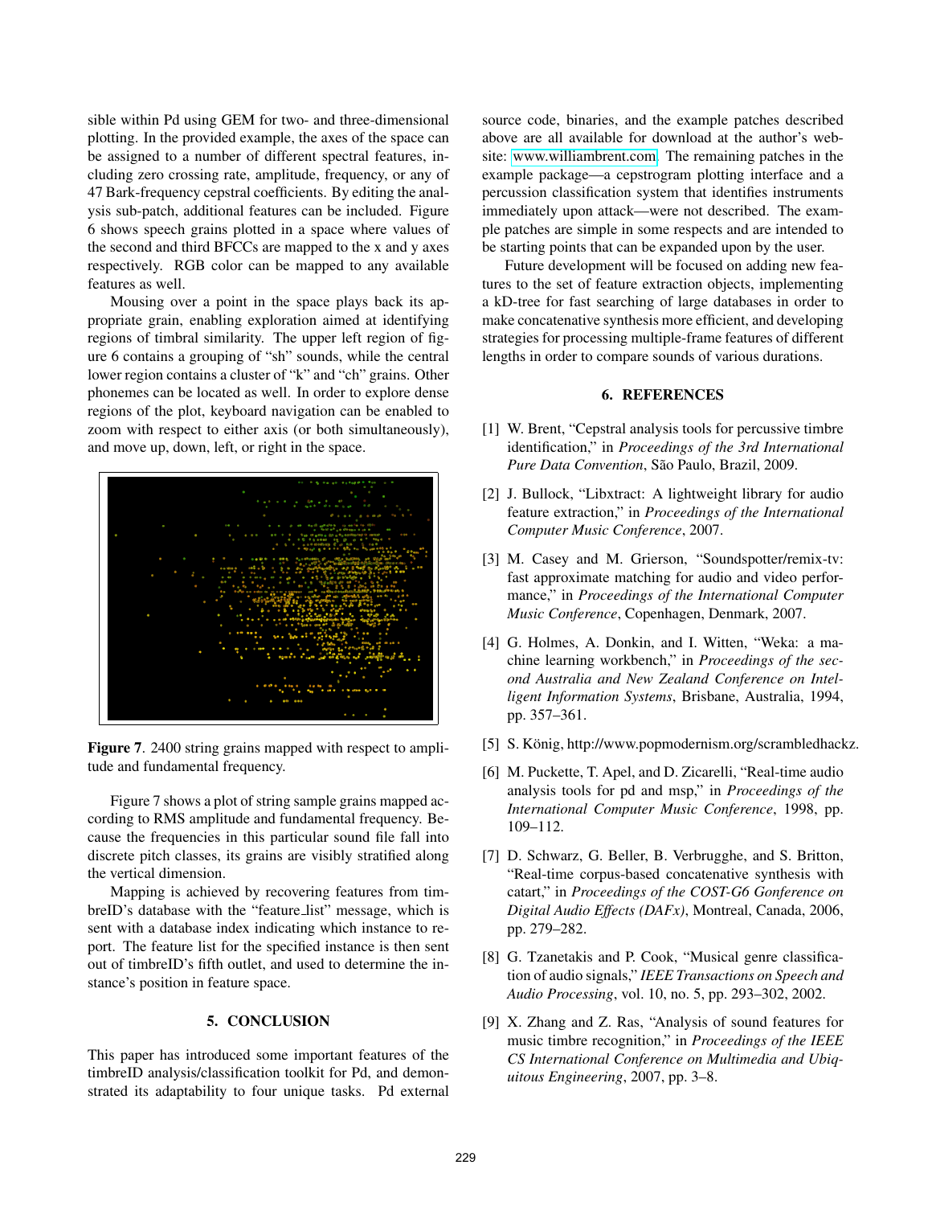sible within Pd using GEM for two- and three-dimensional plotting. In the provided example, the axes of the space can be assigned to a number of different spectral features, including zero crossing rate, amplitude, frequency, or any of 47 Bark-frequency cepstral coefficients. By editing the analysis sub-patch, additional features can be included. Figure 6 shows speech grains plotted in a space where values of the second and third BFCCs are mapped to the x and y axes respectively. RGB color can be mapped to any available features as well.

Mousing over a point in the space plays back its appropriate grain, enabling exploration aimed at identifying regions of timbral similarity. The upper left region of figure 6 contains a grouping of "sh" sounds, while the central lower region contains a cluster of "k" and "ch" grains. Other phonemes can be located as well. In order to explore dense regions of the plot, keyboard navigation can be enabled to zoom with respect to either axis (or both simultaneously), and move up, down, left, or right in the space.

**Figure 7**. 2400 string grains mapped with respect to amplitude and fundamental frequency.

Figure 7 shows a plot of string sample grains mapped according to RMS amplitude and fundamental frequency. Because the frequencies in this particular sound file fall into discrete pitch classes, its grains are visibly stratified along the vertical dimension.

Mapping is achieved by recovering features from timbreID's database with the "feature_list" message, which is sent with a database index indicating which instance to report. The feature list for the specified instance is then sent out of timbreID's fifth outlet, and used to determine the instance's position in feature space.

## 5. CONCLUSION

This paper has introduced some important features of the timbreID analysis/classification toolkit for Pd, and demonstrated its adaptability to four unique tasks. Pd external source code, binaries, and the example patches described above are all available for download at the author's website: www.williambrent.com. The remaining patches in the example package—a cepstrogram plotting interface and a percussion classification system that identifies instruments immediately upon attack—were not described. The example patches are simple in some respects and are intended to be starting points that can be expanded upon by the user.

Future development will be focused on adding new features to the set of feature extraction objects, implementing a kD-tree for fast searching of large databases in order to make concatenative synthesis more efficient, and developing strategies for processing multiple-frame features of different lengths in order to compare sounds of various durations.

## 6. REFERENCES

[1] W. Brent, "Cepstral analysis tools for percussive timbre identification," in *Proceedings of the 3rd International Pure Data Convention*, São Paulo, Brazil, 2009.

[2] J. Bullock, "Libxtract: A lightweight library for audio feature extraction," in *Proceedings of the International Computer Music Conference*, 2007.

[3] M. Casey and M. Grierson, "Soundspotter/remix-tv: fast approximate matching for audio and video performance," in *Proceedings of the International Computer Music Conference*, Copenhagen, Denmark, 2007.

[4] G. Holmes, A. Donkin, and I. Witten, "Weka: a machine learning workbench," in *Proceedings of the second Australia and New Zealand Conference on Intelligent Information Systems*, Brisbane, Australia, 1994, pp. 357–361.

[5] S. König, http://www.popmodernism.org/scrambledhackz.

[6] M. Puckette, T. Apel, and D. Zicarelli, "Real-time audio analysis tools for pd and msp," in *Proceedings of the International Computer Music Conference*, 1998, pp. 109–112.

[7] D. Schwarz, G. Beller, B. Verbrugghe, and S. Britton, "Real-time corpus-based concatenative synthesis with catart," in *Proceedings of the COST-G6 Gonference on Digital Audio Effects (DAFx)*, Montreal, Canada, 2006, pp. 279–282.

[8] G. Tzanetakis and P. Cook, "Musical genre classification of audio signals," *IEEE Transactions on Speech and Audio Processing*, vol. 10, no. 5, pp. 293–302, 2002.

[9] X. Zhang and Z. Ras, "Analysis of sound features for music timbre recognition," in *Proceedings of the IEEE CS International Conference on Multimedia and Ubiquitous Engineering*, 2007, pp. 3–8.